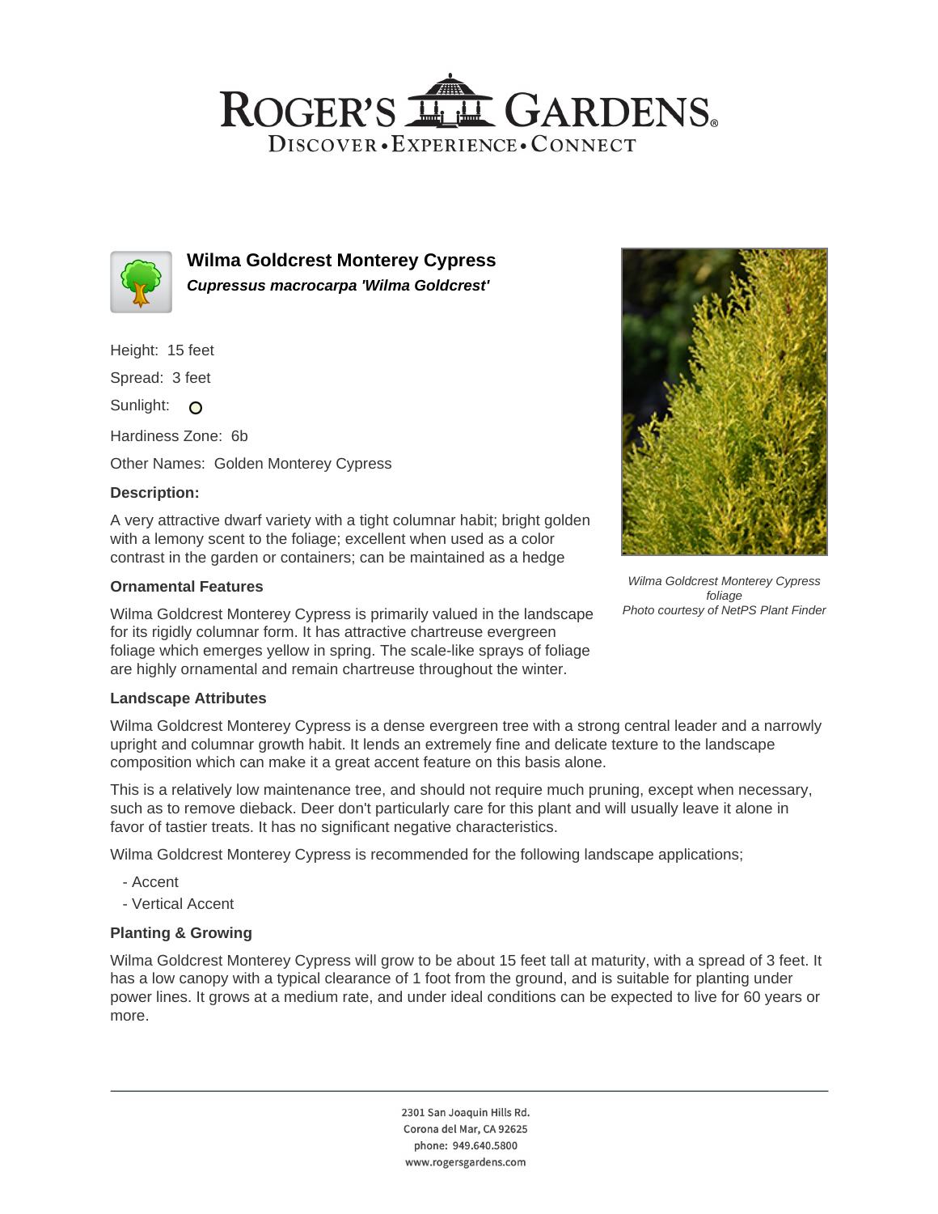# Wilma Goldcrest Monterey Cypress

***Cupressus macrocarpa 'Wilma Goldcrest'***

Height: 15 feet

Spread: 3 feet

Sunlight: 

Hardiness Zone: 6b

Other Names: Golden Monterey Cypress

### Description:

A very attractive dwarf variety with a tight columnar habit; bright golden with a lemony scent to the foliage; excellent when used as a color contrast in the garden or containers; can be maintained as a hedge

*Wilma Goldcrest Monterey Cypress foliage*
*Photo courtesy of NetPS Plant Finder*

### Ornamental Features

Wilma Goldcrest Monterey Cypress is primarily valued in the landscape for its rigidly columnar form. It has attractive chartreuse evergreen foliage which emerges yellow in spring. The scale-like sprays of foliage are highly ornamental and remain chartreuse throughout the winter.

### Landscape Attributes

Wilma Goldcrest Monterey Cypress is a dense evergreen tree with a strong central leader and a narrowly upright and columnar growth habit. It lends an extremely fine and delicate texture to the landscape composition which can make it a great accent feature on this basis alone.

This is a relatively low maintenance tree, and should not require much pruning, except when necessary, such as to remove dieback. Deer don't particularly care for this plant and will usually leave it alone in favor of tastier treats. It has no significant negative characteristics.

Wilma Goldcrest Monterey Cypress is recommended for the following landscape applications;

- Accent
- Vertical Accent

### Planting & Growing

Wilma Goldcrest Monterey Cypress will grow to be about 15 feet tall at maturity, with a spread of 3 feet. It has a low canopy with a typical clearance of 1 foot from the ground, and is suitable for planting under power lines. It grows at a medium rate, and under ideal conditions can be expected to live for 60 years or more.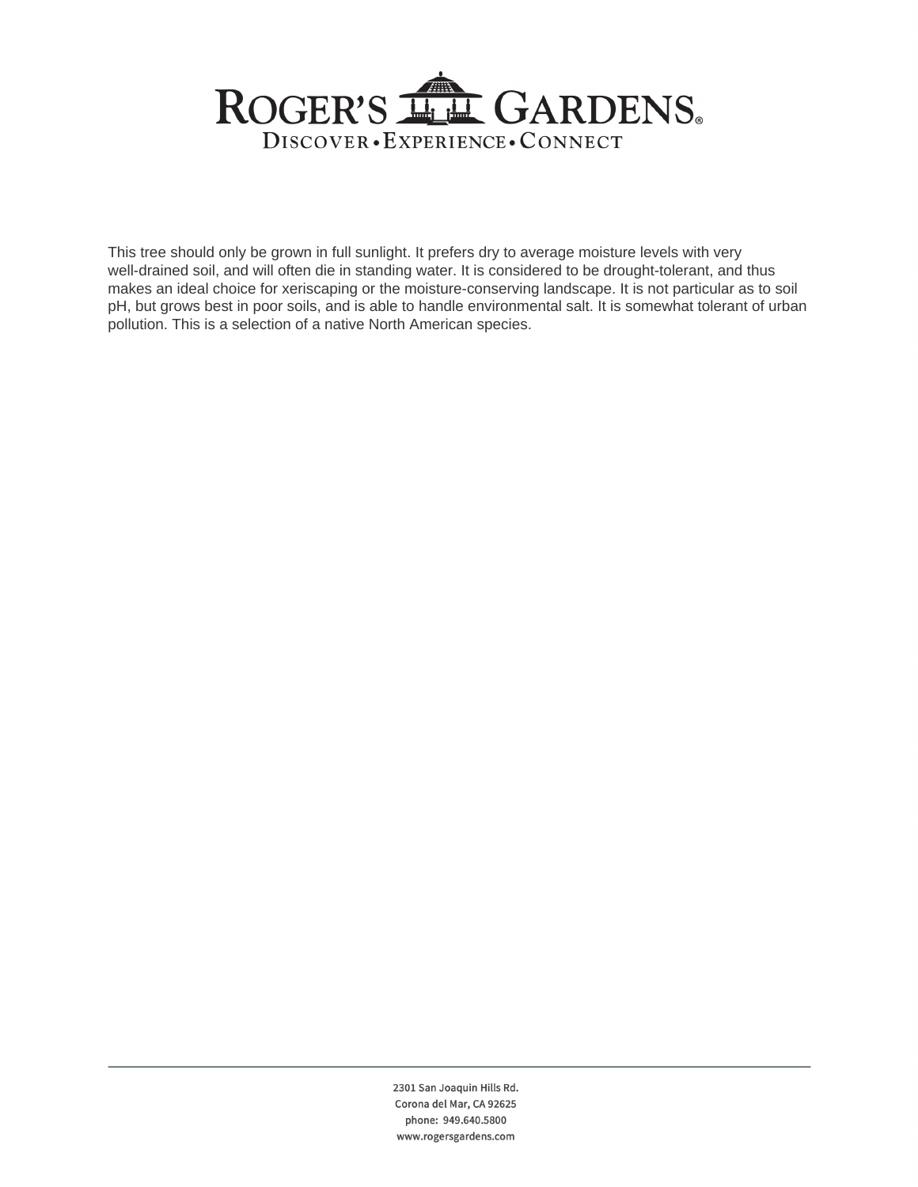This tree should only be grown in full sunlight. It prefers dry to average moisture levels with very well-drained soil, and will often die in standing water. It is considered to be drought-tolerant, and thus makes an ideal choice for xeriscaping or the moisture-conserving landscape. It is not particular as to soil pH, but grows best in poor soils, and is able to handle environmental salt. It is somewhat tolerant of urban pollution. This is a selection of a native North American species.